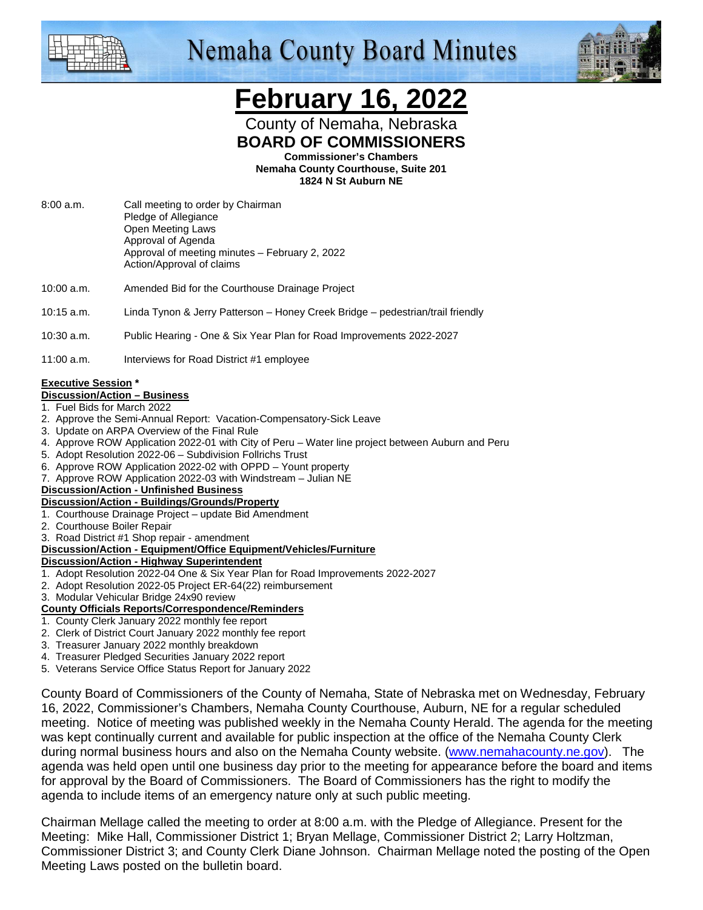# Nemaha County Board Minutes

# February 16, 2022

County of Nemaha, Nebraska

**BOARD OF COMMISSIONERS**

**Commissioner's Chambers**
**Nemaha County Courthouse, Suite 201**
**1824 N St Auburn NE**

8:00 a.m. Call meeting to order by Chairman
Pledge of Allegiance
Open Meeting Laws
Approval of Agenda
Approval of meeting minutes – February 2, 2022
Action/Approval of claims

10:00 a.m. Amended Bid for the Courthouse Drainage Project

10:15 a.m. Linda Tynon & Jerry Patterson – Honey Creek Bridge – pedestrian/trail friendly

10:30 a.m. Public Hearing - One & Six Year Plan for Road Improvements 2022-2027

11:00 a.m. Interviews for Road District #1 employee

**Executive Session ***

**Discussion/Action – Business**

1. Fuel Bids for March 2022
2. Approve the Semi-Annual Report: Vacation-Compensatory-Sick Leave
3. Update on ARPA Overview of the Final Rule
4. Approve ROW Application 2022-01 with City of Peru – Water line project between Auburn and Peru
5. Adopt Resolution 2022-06 – Subdivision Follrichs Trust
6. Approve ROW Application 2022-02 with OPPD – Yount property
7. Approve ROW Application 2022-03 with Windstream – Julian NE

**Discussion/Action - Unfinished Business**

**Discussion/Action - Buildings/Grounds/Property**

1. Courthouse Drainage Project – update Bid Amendment
2. Courthouse Boiler Repair
3. Road District #1 Shop repair - amendment

**Discussion/Action - Equipment/Office Equipment/Vehicles/Furniture**

**Discussion/Action - Highway Superintendent**

1. Adopt Resolution 2022-04 One & Six Year Plan for Road Improvements 2022-2027
2. Adopt Resolution 2022-05 Project ER-64(22) reimbursement
3. Modular Vehicular Bridge 24x90 review

**County Officials Reports/Correspondence/Reminders**

1. County Clerk January 2022 monthly fee report
2. Clerk of District Court January 2022 monthly fee report
3. Treasurer January 2022 monthly breakdown
4. Treasurer Pledged Securities January 2022 report
5. Veterans Service Office Status Report for January 2022

County Board of Commissioners of the County of Nemaha, State of Nebraska met on Wednesday, February 16, 2022, Commissioner's Chambers, Nemaha County Courthouse, Auburn, NE for a regular scheduled meeting. Notice of meeting was published weekly in the Nemaha County Herald. The agenda for the meeting was kept continually current and available for public inspection at the office of the Nemaha County Clerk during normal business hours and also on the Nemaha County website. (www.nemahacounty.ne.gov). The agenda was held open until one business day prior to the meeting for appearance before the board and items for approval by the Board of Commissioners. The Board of Commissioners has the right to modify the agenda to include items of an emergency nature only at such public meeting.

Chairman Mellage called the meeting to order at 8:00 a.m. with the Pledge of Allegiance. Present for the Meeting: Mike Hall, Commissioner District 1; Bryan Mellage, Commissioner District 2; Larry Holtzman, Commissioner District 3; and County Clerk Diane Johnson. Chairman Mellage noted the posting of the Open Meeting Laws posted on the bulletin board.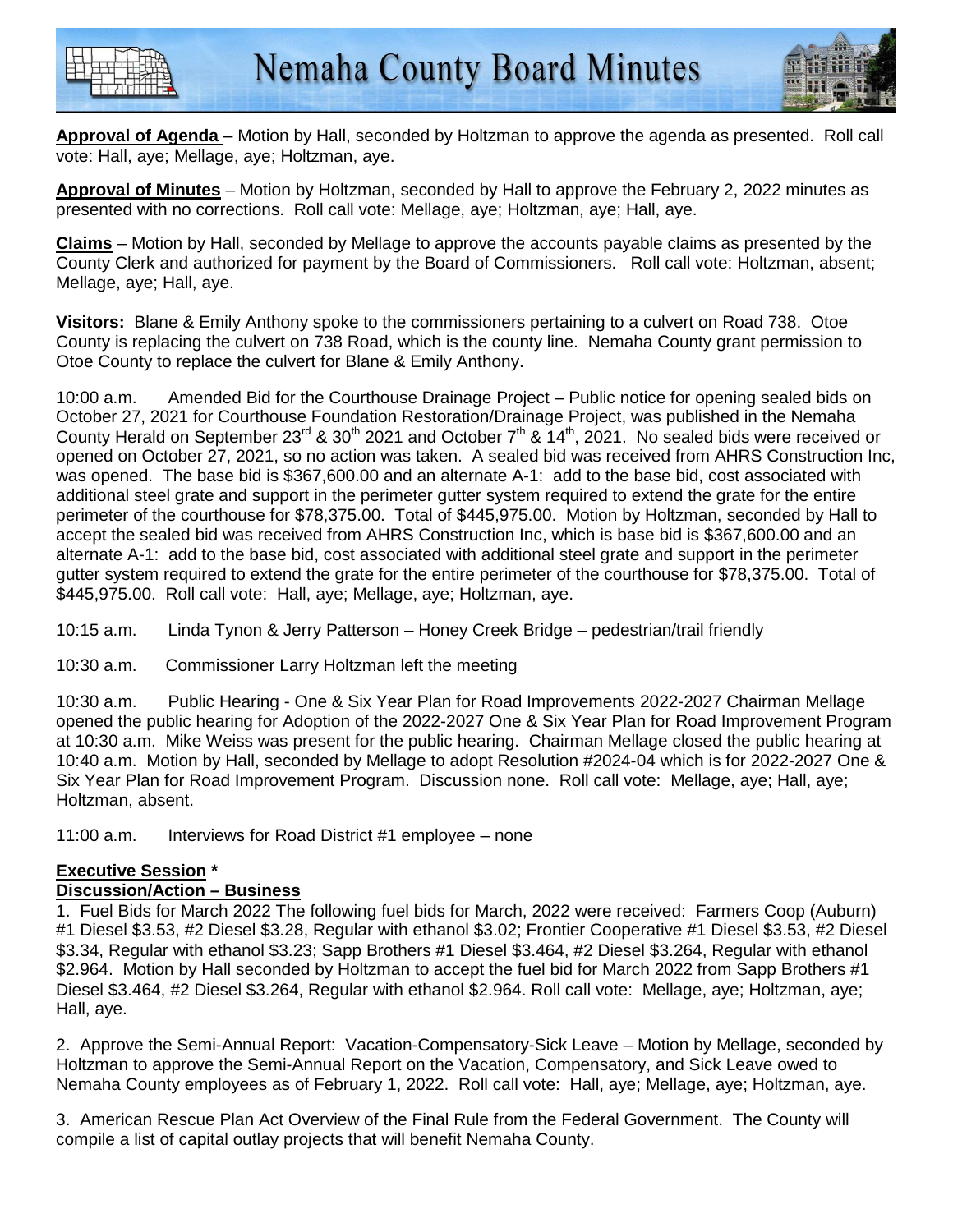**Approval of Agenda** – Motion by Hall, seconded by Holtzman to approve the agenda as presented. Roll call vote: Hall, aye; Mellage, aye; Holtzman, aye.

**Approval of Minutes** – Motion by Holtzman, seconded by Hall to approve the February 2, 2022 minutes as presented with no corrections. Roll call vote: Mellage, aye; Holtzman, aye; Hall, aye.

**Claims** – Motion by Hall, seconded by Mellage to approve the accounts payable claims as presented by the County Clerk and authorized for payment by the Board of Commissioners. Roll call vote: Holtzman, absent; Mellage, aye; Hall, aye.

**Visitors:** Blane & Emily Anthony spoke to the commissioners pertaining to a culvert on Road 738. Otoe County is replacing the culvert on 738 Road, which is the county line. Nemaha County grant permission to Otoe County to replace the culvert for Blane & Emily Anthony.

10:00 a.m. Amended Bid for the Courthouse Drainage Project – Public notice for opening sealed bids on October 27, 2021 for Courthouse Foundation Restoration/Drainage Project, was published in the Nemaha County Herald on September 23rd & 30th 2021 and October 7th & 14th, 2021. No sealed bids were received or opened on October 27, 2021, so no action was taken. A sealed bid was received from AHRS Construction Inc, was opened. The base bid is $367,600.00 and an alternate A-1: add to the base bid, cost associated with additional steel grate and support in the perimeter gutter system required to extend the grate for the entire perimeter of the courthouse for $78,375.00. Total of $445,975.00. Motion by Holtzman, seconded by Hall to accept the sealed bid was received from AHRS Construction Inc, which is base bid is $367,600.00 and an alternate A-1: add to the base bid, cost associated with additional steel grate and support in the perimeter gutter system required to extend the grate for the entire perimeter of the courthouse for $78,375.00. Total of $445,975.00. Roll call vote: Hall, aye; Mellage, aye; Holtzman, aye.

10:15 a.m. Linda Tynon & Jerry Patterson – Honey Creek Bridge – pedestrian/trail friendly

10:30 a.m. Commissioner Larry Holtzman left the meeting

10:30 a.m. Public Hearing - One & Six Year Plan for Road Improvements 2022-2027 Chairman Mellage opened the public hearing for Adoption of the 2022-2027 One & Six Year Plan for Road Improvement Program at 10:30 a.m. Mike Weiss was present for the public hearing. Chairman Mellage closed the public hearing at 10:40 a.m. Motion by Hall, seconded by Mellage to adopt Resolution #2024-04 which is for 2022-2027 One & Six Year Plan for Road Improvement Program. Discussion none. Roll call vote: Mellage, aye; Hall, aye; Holtzman, absent.

11:00 a.m. Interviews for Road District #1 employee – none

**Executive Session ***

**Discussion/Action – Business**

1. Fuel Bids for March 2022 The following fuel bids for March, 2022 were received: Farmers Coop (Auburn) #1 Diesel $3.53, #2 Diesel $3.28, Regular with ethanol $3.02; Frontier Cooperative #1 Diesel $3.53, #2 Diesel $3.34, Regular with ethanol $3.23; Sapp Brothers #1 Diesel $3.464, #2 Diesel $3.264, Regular with ethanol $2.964. Motion by Hall seconded by Holtzman to accept the fuel bid for March 2022 from Sapp Brothers #1 Diesel $3.464, #2 Diesel $3.264, Regular with ethanol $2.964. Roll call vote: Mellage, aye; Holtzman, aye; Hall, aye.

2. Approve the Semi-Annual Report: Vacation-Compensatory-Sick Leave – Motion by Mellage, seconded by Holtzman to approve the Semi-Annual Report on the Vacation, Compensatory, and Sick Leave owed to Nemaha County employees as of February 1, 2022. Roll call vote: Hall, aye; Mellage, aye; Holtzman, aye.

3. American Rescue Plan Act Overview of the Final Rule from the Federal Government. The County will compile a list of capital outlay projects that will benefit Nemaha County.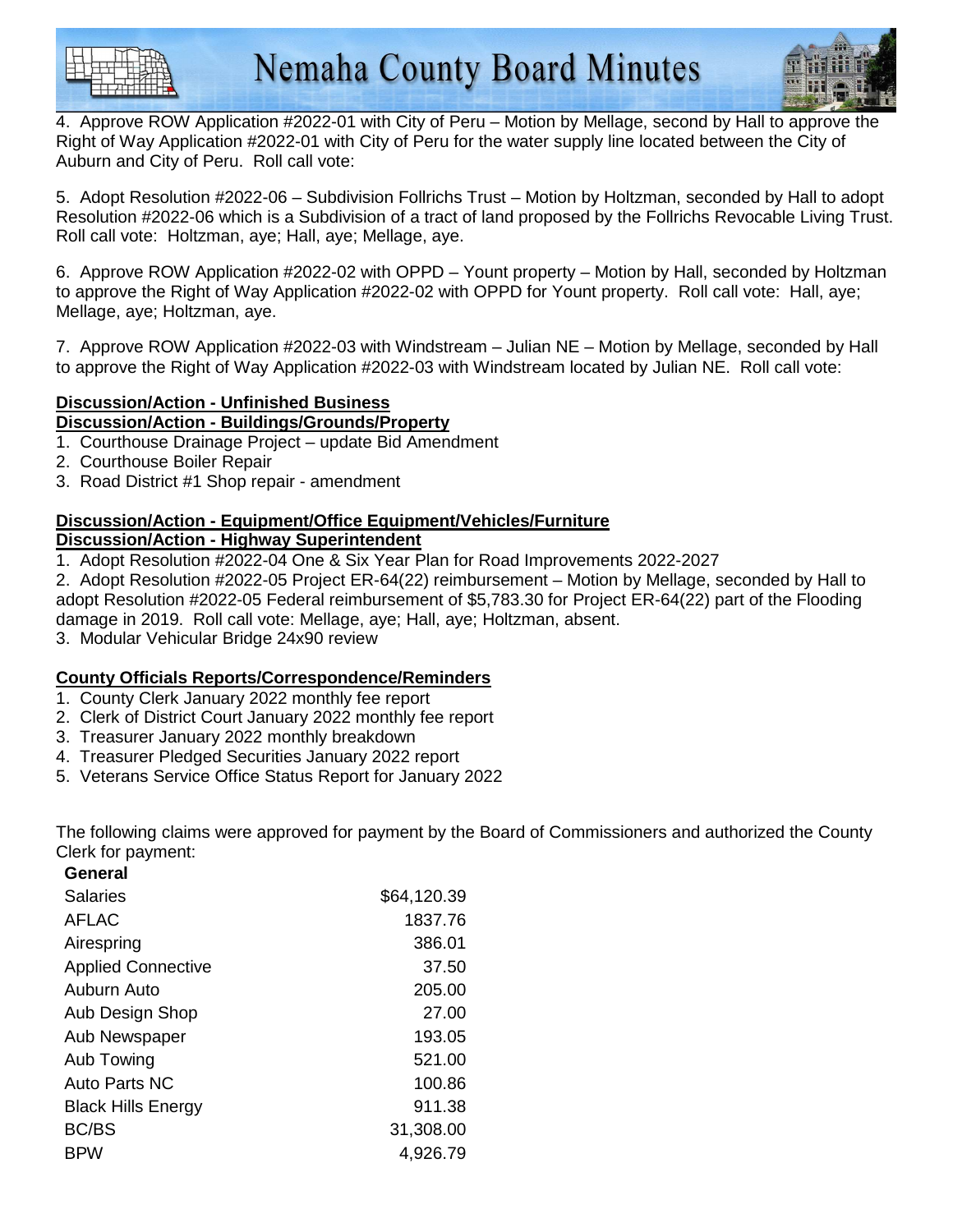4. Approve ROW Application #2022-01 with City of Peru – Motion by Mellage, second by Hall to approve the Right of Way Application #2022-01 with City of Peru for the water supply line located between the City of Auburn and City of Peru. Roll call vote:

5. Adopt Resolution #2022-06 – Subdivision Follrichs Trust – Motion by Holtzman, seconded by Hall to adopt Resolution #2022-06 which is a Subdivision of a tract of land proposed by the Follrichs Revocable Living Trust. Roll call vote: Holtzman, aye; Hall, aye; Mellage, aye.

6. Approve ROW Application #2022-02 with OPPD – Yount property – Motion by Hall, seconded by Holtzman to approve the Right of Way Application #2022-02 with OPPD for Yount property. Roll call vote: Hall, aye; Mellage, aye; Holtzman, aye.

7. Approve ROW Application #2022-03 with Windstream – Julian NE – Motion by Mellage, seconded by Hall to approve the Right of Way Application #2022-03 with Windstream located by Julian NE. Roll call vote:

**Discussion/Action - Unfinished Business**

**Discussion/Action - Buildings/Grounds/Property**

1. Courthouse Drainage Project – update Bid Amendment
2. Courthouse Boiler Repair
3. Road District #1 Shop repair - amendment

**Discussion/Action - Equipment/Office Equipment/Vehicles/Furniture**

**Discussion/Action - Highway Superintendent**

1. Adopt Resolution #2022-04 One & Six Year Plan for Road Improvements 2022-2027
2. Adopt Resolution #2022-05 Project ER-64(22) reimbursement – Motion by Mellage, seconded by Hall to adopt Resolution #2022-05 Federal reimbursement of $5,783.30 for Project ER-64(22) part of the Flooding damage in 2019. Roll call vote: Mellage, aye; Hall, aye; Holtzman, absent.
3. Modular Vehicular Bridge 24x90 review

**County Officials Reports/Correspondence/Reminders**

1. County Clerk January 2022 monthly fee report
2. Clerk of District Court January 2022 monthly fee report
3. Treasurer January 2022 monthly breakdown
4. Treasurer Pledged Securities January 2022 report
5. Veterans Service Office Status Report for January 2022

The following claims were approved for payment by the Board of Commissioners and authorized the County Clerk for payment:

| **General** | |
|---|---|
| Salaries | $64,120.39 |
| AFLAC | 1837.76 |
| Airespring | 386.01 |
| Applied Connective | 37.50 |
| Auburn Auto | 205.00 |
| Aub Design Shop | 27.00 |
| Aub Newspaper | 193.05 |
| Aub Towing | 521.00 |
| Auto Parts NC | 100.86 |
| Black Hills Energy | 911.38 |
| BC/BS | 31,308.00 |
| BPW | 4,926.79 |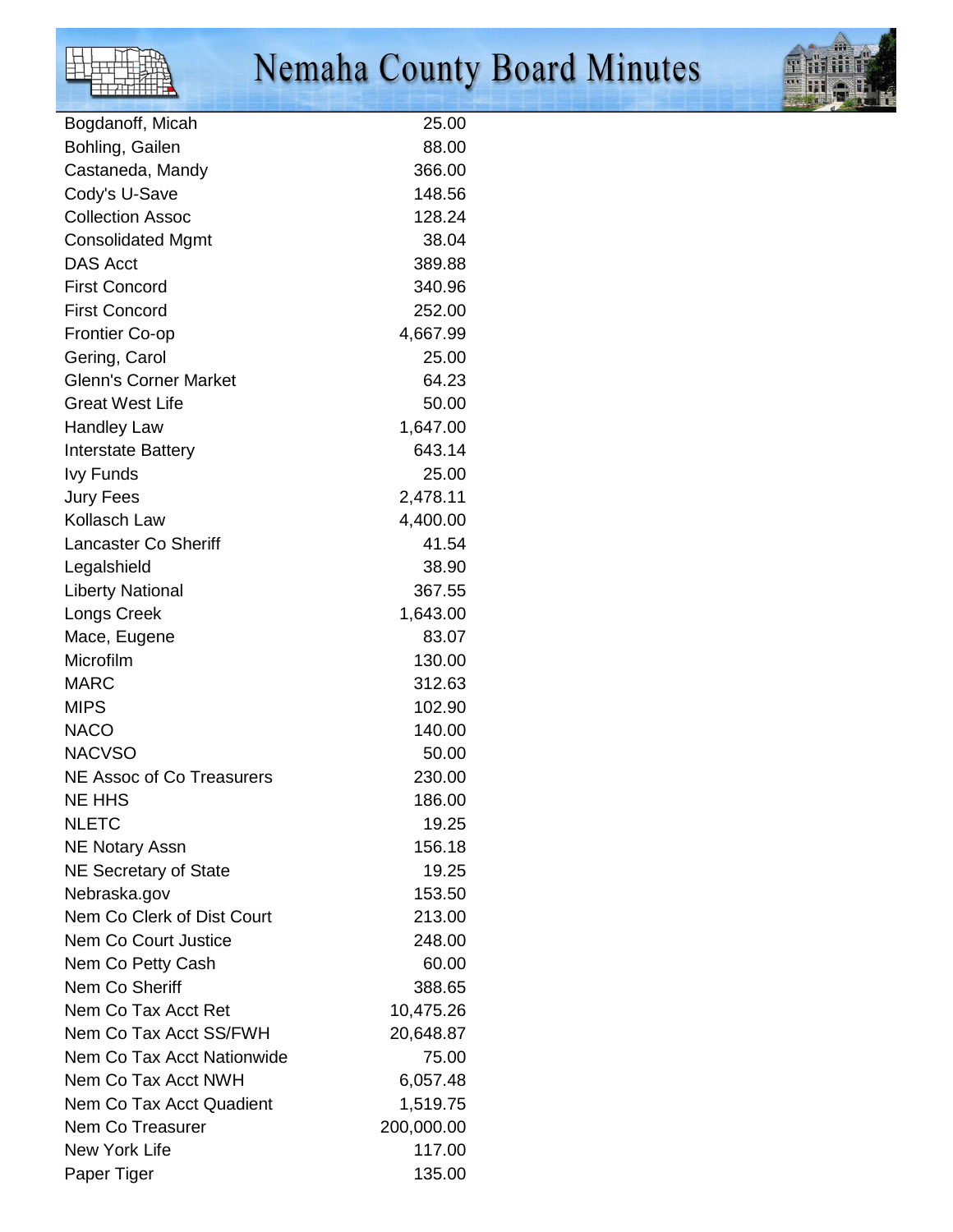| | |
|---|---|
| Bogdanoff, Micah | 25.00 |
| Bohling, Gailen | 88.00 |
| Castaneda, Mandy | 366.00 |
| Cody's U-Save | 148.56 |
| Collection Assoc | 128.24 |
| Consolidated Mgmt | 38.04 |
| DAS Acct | 389.88 |
| First Concord | 340.96 |
| First Concord | 252.00 |
| Frontier Co-op | 4,667.99 |
| Gering, Carol | 25.00 |
| Glenn's Corner Market | 64.23 |
| Great West Life | 50.00 |
| Handley Law | 1,647.00 |
| Interstate Battery | 643.14 |
| Ivy Funds | 25.00 |
| Jury Fees | 2,478.11 |
| Kollasch Law | 4,400.00 |
| Lancaster Co Sheriff | 41.54 |
| Legalshield | 38.90 |
| Liberty National | 367.55 |
| Longs Creek | 1,643.00 |
| Mace, Eugene | 83.07 |
| Microfilm | 130.00 |
| MARC | 312.63 |
| MIPS | 102.90 |
| NACO | 140.00 |
| NACVSO | 50.00 |
| NE Assoc of Co Treasurers | 230.00 |
| NE HHS | 186.00 |
| NLETC | 19.25 |
| NE Notary Assn | 156.18 |
| NE Secretary of State | 19.25 |
| Nebraska.gov | 153.50 |
| Nem Co Clerk of Dist Court | 213.00 |
| Nem Co Court Justice | 248.00 |
| Nem Co Petty Cash | 60.00 |
| Nem Co Sheriff | 388.65 |
| Nem Co Tax Acct Ret | 10,475.26 |
| Nem Co Tax Acct SS/FWH | 20,648.87 |
| Nem Co Tax Acct Nationwide | 75.00 |
| Nem Co Tax Acct NWH | 6,057.48 |
| Nem Co Tax Acct Quadient | 1,519.75 |
| Nem Co Treasurer | 200,000.00 |
| New York Life | 117.00 |
| Paper Tiger | 135.00 |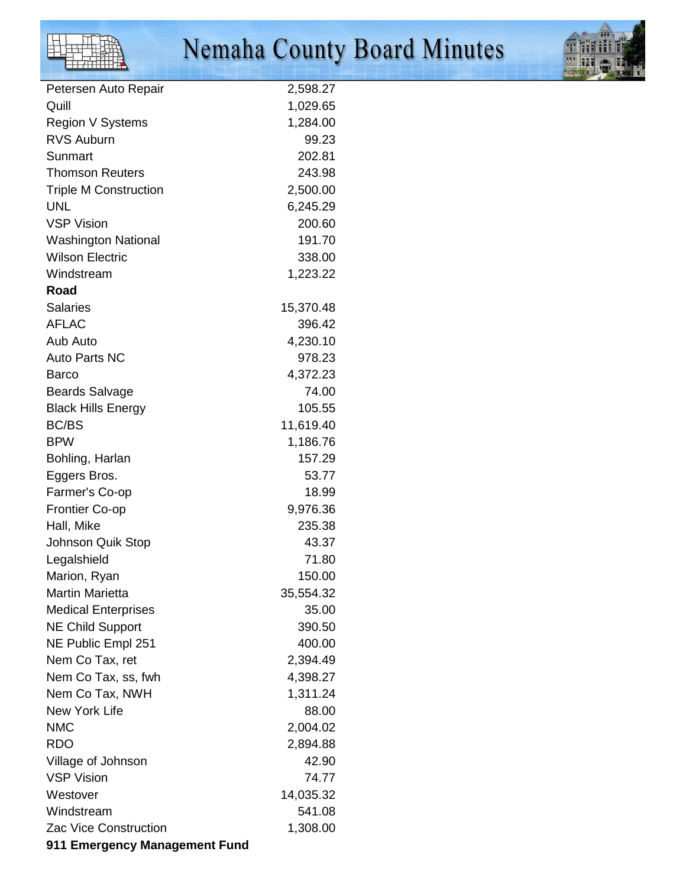| | |
|---|---|
| Petersen Auto Repair | 2,598.27 |
| Quill | 1,029.65 |
| Region V Systems | 1,284.00 |
| RVS Auburn | 99.23 |
| Sunmart | 202.81 |
| Thomson Reuters | 243.98 |
| Triple M Construction | 2,500.00 |
| UNL | 6,245.29 |
| VSP Vision | 200.60 |
| Washington National | 191.70 |
| Wilson Electric | 338.00 |
| Windstream | 1,223.22 |
| **Road** | |
| Salaries | 15,370.48 |
| AFLAC | 396.42 |
| Aub Auto | 4,230.10 |
| Auto Parts NC | 978.23 |
| Barco | 4,372.23 |
| Beards Salvage | 74.00 |
| Black Hills Energy | 105.55 |
| BC/BS | 11,619.40 |
| BPW | 1,186.76 |
| Bohling, Harlan | 157.29 |
| Eggers Bros. | 53.77 |
| Farmer's Co-op | 18.99 |
| Frontier Co-op | 9,976.36 |
| Hall, Mike | 235.38 |
| Johnson Quik Stop | 43.37 |
| Legalshield | 71.80 |
| Marion, Ryan | 150.00 |
| Martin Marietta | 35,554.32 |
| Medical Enterprises | 35.00 |
| NE Child Support | 390.50 |
| NE Public Empl 251 | 400.00 |
| Nem Co Tax, ret | 2,394.49 |
| Nem Co Tax, ss, fwh | 4,398.27 |
| Nem Co Tax, NWH | 1,311.24 |
| New York Life | 88.00 |
| NMC | 2,004.02 |
| RDO | 2,894.88 |
| Village of Johnson | 42.90 |
| VSP Vision | 74.77 |
| Westover | 14,035.32 |
| Windstream | 541.08 |
| Zac Vice Construction | 1,308.00 |
| **911 Emergency Management Fund** | |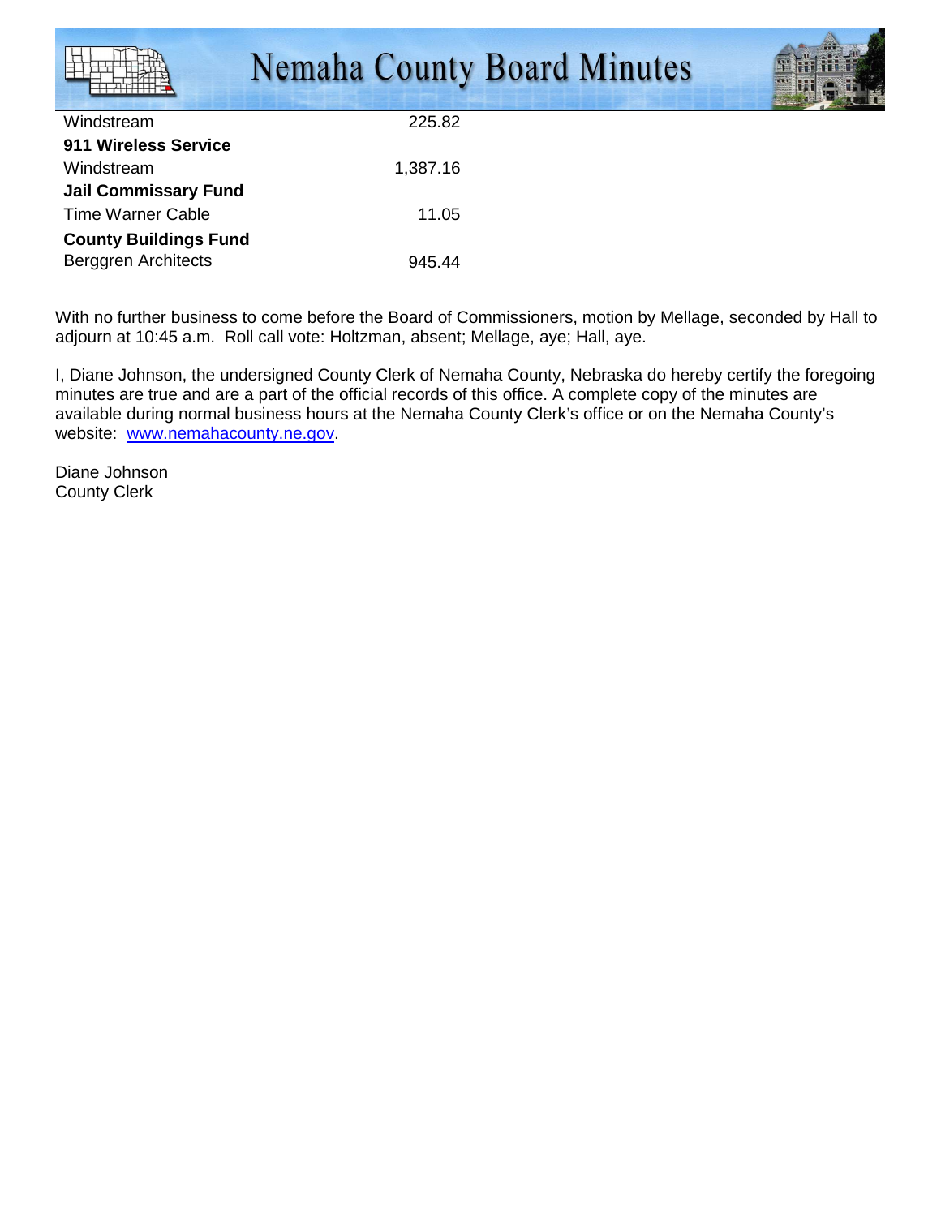| | |
|---|---|
| Windstream | 225.82 |
| **911 Wireless Service** | |
| Windstream | 1,387.16 |
| **Jail Commissary Fund** | |
| Time Warner Cable | 11.05 |
| **County Buildings Fund** | |
| Berggren Architects | 945.44 |

With no further business to come before the Board of Commissioners, motion by Mellage, seconded by Hall to adjourn at 10:45 a.m. Roll call vote: Holtzman, absent; Mellage, aye; Hall, aye.

I, Diane Johnson, the undersigned County Clerk of Nemaha County, Nebraska do hereby certify the foregoing minutes are true and are a part of the official records of this office. A complete copy of the minutes are available during normal business hours at the Nemaha County Clerk's office or on the Nemaha County's website: [www.nemahacounty.ne.gov](http://www.nemahacounty.ne.gov).

Diane Johnson
County Clerk